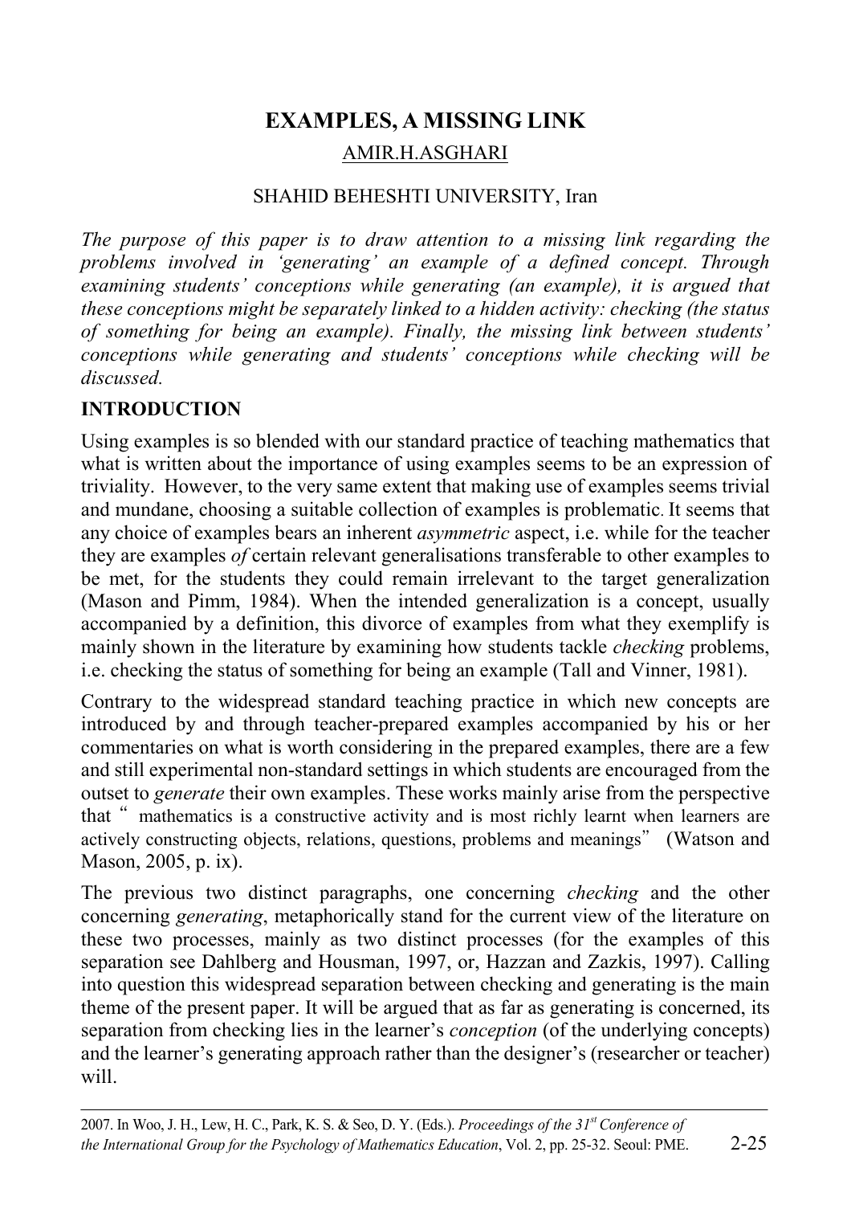# EXAMPLES, A MISSING LINK

AMIR.H.ASGHARI

SHAHID BEHESHTI UNIVERSITY, Iran

*The purpose of this paper is to draw attention to a missing link regarding the problems involved in 'generating' an example of a defined concept. Through examining students' conceptions while generating (an example), it is argued that these conceptions might be separately linked to a hidden activity: checking (the status of something for being an example). Finally, the missing link between students' conceptions while generating and students' conceptions while checking will be discussed.*

## INTRODUCTION

Using examples is so blended with our standard practice of teaching mathematics that what is written about the importance of using examples seems to be an expression of triviality. However, to the very same extent that making use of examples seems trivial and mundane, choosing a suitable collection of examples is problematic. It seems that any choice of examples bears an inherent *asymmetric* aspect, i.e. while for the teacher they are examples *of* certain relevant generalisations transferable to other examples to be met, for the students they could remain irrelevant to the target generalization (Mason and Pimm, 1984). When the intended generalization is a concept, usually accompanied by a definition, this divorce of examples from what they exemplify is mainly shown in the literature by examining how students tackle *checking* problems, i.e. checking the status of something for being an example (Tall and Vinner, 1981).

Contrary to the widespread standard teaching practice in which new concepts are introduced by and through teacher-prepared examples accompanied by his or her commentaries on what is worth considering in the prepared examples, there are a few and still experimental non-standard settings in which students are encouraged from the outset to *generate* their own examples. These works mainly arise from the perspective that "mathematics is a constructive activity and is most richly learnt when learners are actively constructing objects, relations, questions, problems and meanings" (Watson and Mason, 2005, p. ix).

The previous two distinct paragraphs, one concerning *checking* and the other concerning *generating*, metaphorically stand for the current view of the literature on these two processes, mainly as two distinct processes (for the examples of this separation see Dahlberg and Housman, 1997, or, Hazzan and Zazkis, 1997). Calling into question this widespread separation between checking and generating is the main theme of the present paper. It will be argued that as far as generating is concerned, its separation from checking lies in the learner's *conception* (of the underlying concepts) and the learner's generating approach rather than the designer's (researcher or teacher) will.

2007. In Woo, J. H., Lew, H. C., Park, K. S. & Seo, D. Y. (Eds.). *Proceedings of the 31st Conference of the International Group for the Psychology of Mathematics Education*, Vol. 2, pp. 25-32. Seoul: PME.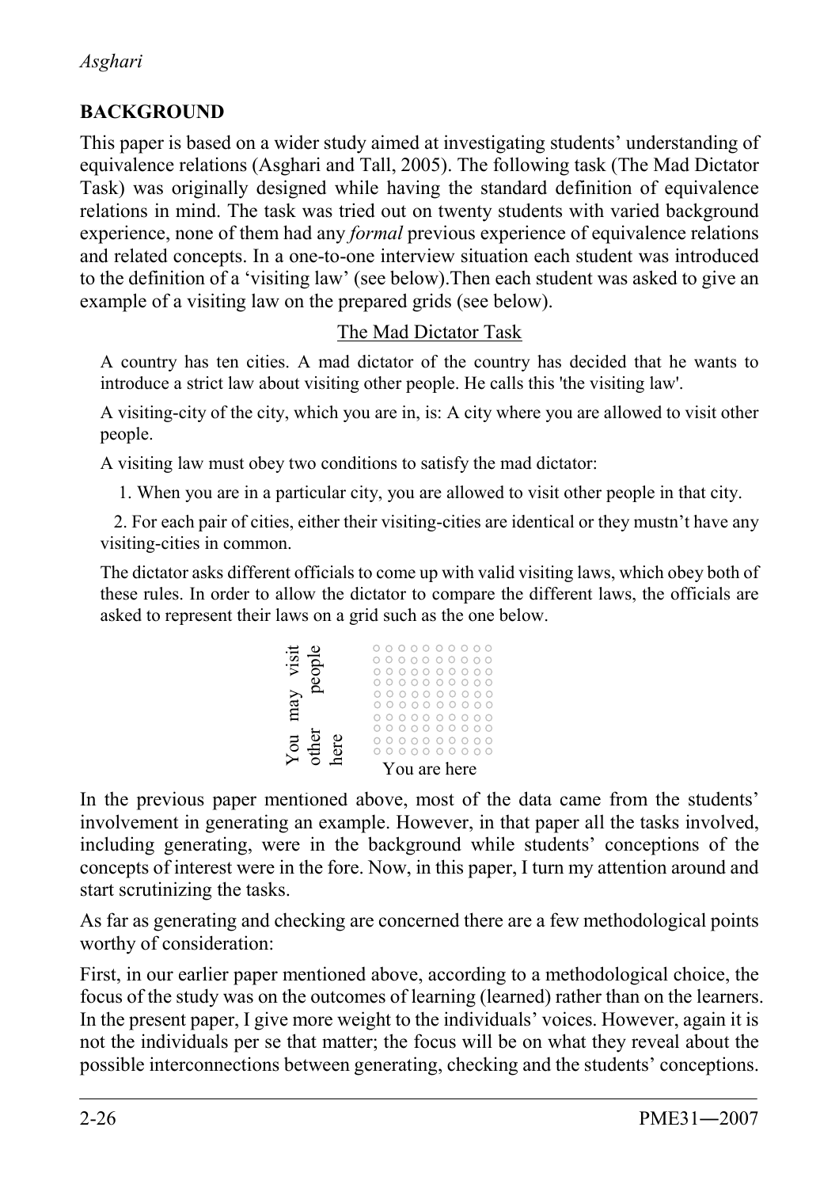## BACKGROUND

This paper is based on a wider study aimed at investigating students' understanding of equivalence relations (Asghari and Tall, 2005). The following task (The Mad Dictator Task) was originally designed while having the standard definition of equivalence relations in mind. The task was tried out on twenty students with varied background experience, none of them had any *formal* previous experience of equivalence relations and related concepts. In a one-to-one interview situation each student was introduced to the definition of a 'visiting law' (see below).Then each student was asked to give an example of a visiting law on the prepared grids (see below).

<u>The Mad Dictator Task</u>

A country has ten cities. A mad dictator of the country has decided that he wants to introduce a strict law about visiting other people. He calls this 'the visiting law'.

A visiting-city of the city, which you are in, is: A city where you are allowed to visit other people.

A visiting law must obey two conditions to satisfy the mad dictator:

1. When you are in a particular city, you are allowed to visit other people in that city.

2. For each pair of cities, either their visiting-cities are identical or they mustn't have any visiting-cities in common.

The dictator asks different officials to come up with valid visiting laws, which obey both of these rules. In order to allow the dictator to compare the different laws, the officials are asked to represent their laws on a grid such as the one below.

```
You may visit      ○ ○ ○ ○ ○ ○ ○ ○ ○ ○
other people       ○ ○ ○ ○ ○ ○ ○ ○ ○ ○
here               ○ ○ ○ ○ ○ ○ ○ ○ ○ ○
                   ○ ○ ○ ○ ○ ○ ○ ○ ○ ○
                   ○ ○ ○ ○ ○ ○ ○ ○ ○ ○
                   ○ ○ ○ ○ ○ ○ ○ ○ ○ ○
                   ○ ○ ○ ○ ○ ○ ○ ○ ○ ○
                   ○ ○ ○ ○ ○ ○ ○ ○ ○ ○
                   ○ ○ ○ ○ ○ ○ ○ ○ ○ ○
                   ○ ○ ○ ○ ○ ○ ○ ○ ○ ○
                      You are here
```

In the previous paper mentioned above, most of the data came from the students' involvement in generating an example. However, in that paper all the tasks involved, including generating, were in the background while students' conceptions of the concepts of interest were in the fore. Now, in this paper, I turn my attention around and start scrutinizing the tasks.

As far as generating and checking are concerned there are a few methodological points worthy of consideration:

First, in our earlier paper mentioned above, according to a methodological choice, the focus of the study was on the outcomes of learning (learned) rather than on the learners. In the present paper, I give more weight to the individuals' voices. However, again it is not the individuals per se that matter; the focus will be on what they reveal about the possible interconnections between generating, checking and the students' conceptions.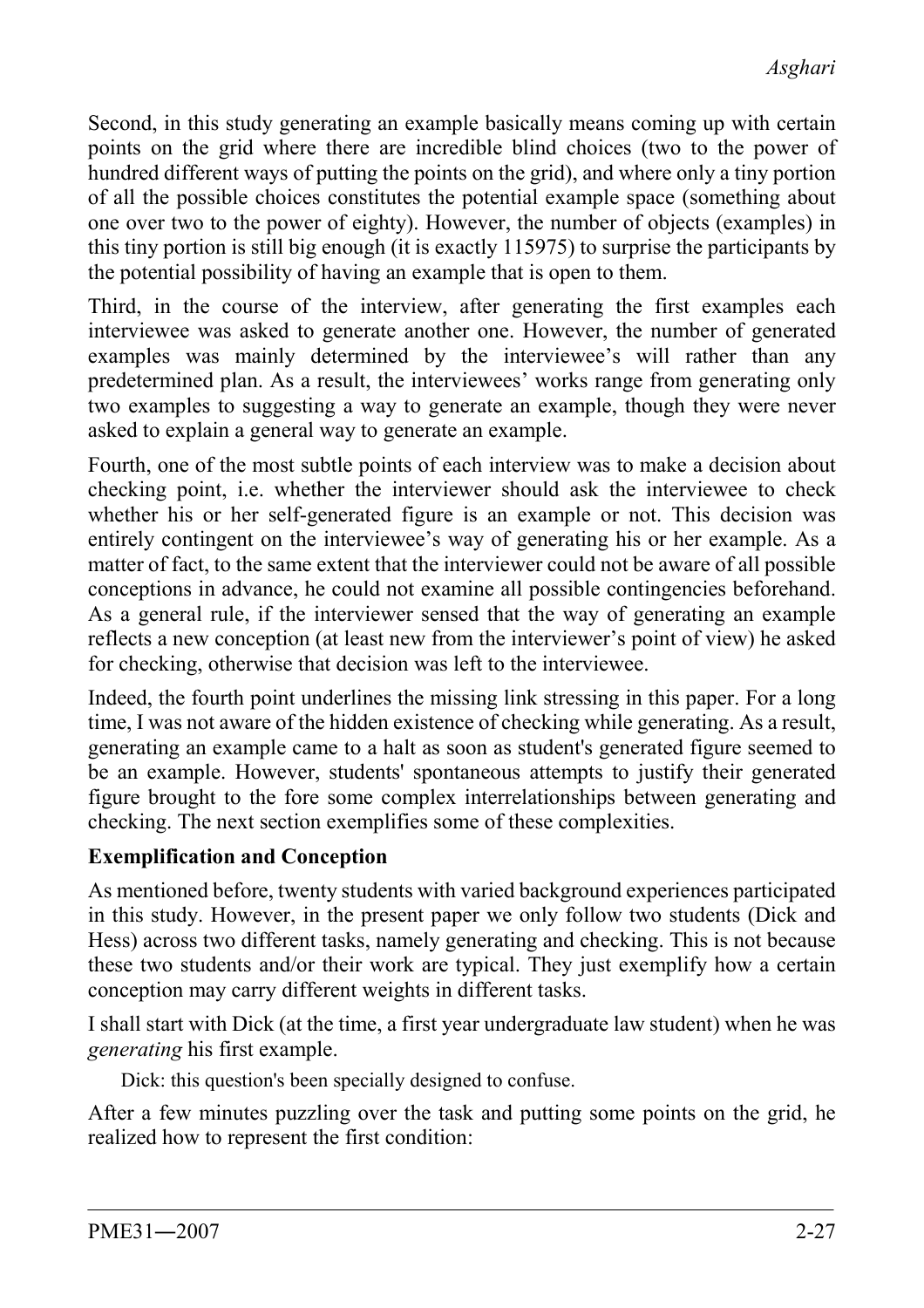Second, in this study generating an example basically means coming up with certain points on the grid where there are incredible blind choices (two to the power of hundred different ways of putting the points on the grid), and where only a tiny portion of all the possible choices constitutes the potential example space (something about one over two to the power of eighty). However, the number of objects (examples) in this tiny portion is still big enough (it is exactly 115975) to surprise the participants by the potential possibility of having an example that is open to them.

Third, in the course of the interview, after generating the first examples each interviewee was asked to generate another one. However, the number of generated examples was mainly determined by the interviewee's will rather than any predetermined plan. As a result, the interviewees' works range from generating only two examples to suggesting a way to generate an example, though they were never asked to explain a general way to generate an example.

Fourth, one of the most subtle points of each interview was to make a decision about checking point, i.e. whether the interviewer should ask the interviewee to check whether his or her self-generated figure is an example or not. This decision was entirely contingent on the interviewee's way of generating his or her example. As a matter of fact, to the same extent that the interviewer could not be aware of all possible conceptions in advance, he could not examine all possible contingencies beforehand. As a general rule, if the interviewer sensed that the way of generating an example reflects a new conception (at least new from the interviewer's point of view) he asked for checking, otherwise that decision was left to the interviewee.

Indeed, the fourth point underlines the missing link stressing in this paper. For a long time, I was not aware of the hidden existence of checking while generating. As a result, generating an example came to a halt as soon as student's generated figure seemed to be an example. However, students' spontaneous attempts to justify their generated figure brought to the fore some complex interrelationships between generating and checking. The next section exemplifies some of these complexities.

**Exemplification and Conception**

As mentioned before, twenty students with varied background experiences participated in this study. However, in the present paper we only follow two students (Dick and Hess) across two different tasks, namely generating and checking. This is not because these two students and/or their work are typical. They just exemplify how a certain conception may carry different weights in different tasks.

I shall start with Dick (at the time, a first year undergraduate law student) when he was *generating* his first example.

> Dick: this question's been specially designed to confuse.

After a few minutes puzzling over the task and putting some points on the grid, he realized how to represent the first condition: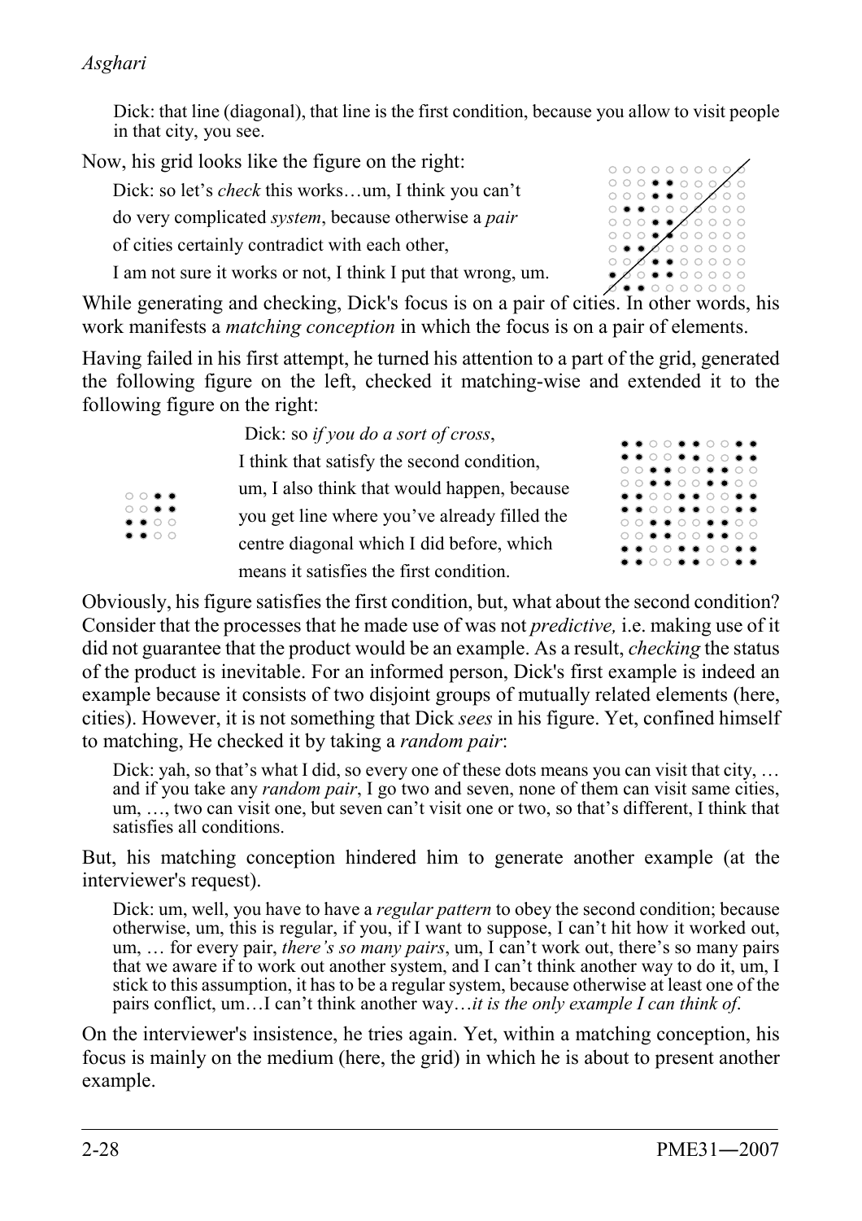Dick: that line (diagonal), that line is the first condition, because you allow to visit people in that city, you see.

Now, his grid looks like the figure on the right:

Dick: so let's *check* this works…um, I think you can't do very complicated *system*, because otherwise a *pair* of cities certainly contradict with each other, I am not sure it works or not, I think I put that wrong, um.

While generating and checking, Dick's focus is on a pair of cities. In other words, his work manifests a *matching conception* in which the focus is on a pair of elements.

Having failed in his first attempt, he turned his attention to a part of the grid, generated the following figure on the left, checked it matching-wise and extended it to the following figure on the right:

Dick: so *if you do a sort of cross*, I think that satisfy the second condition, um, I also think that would happen, because you get line where you've already filled the centre diagonal which I did before, which means it satisfies the first condition.

Obviously, his figure satisfies the first condition, but, what about the second condition? Consider that the processes that he made use of was not *predictive,* i.e. making use of it did not guarantee that the product would be an example. As a result, *checking* the status of the product is inevitable. For an informed person, Dick's first example is indeed an example because it consists of two disjoint groups of mutually related elements (here, cities). However, it is not something that Dick *sees* in his figure. Yet, confined himself to matching, He checked it by taking a *random pair*:

Dick: yah, so that's what I did, so every one of these dots means you can visit that city, … and if you take any *random pair*, I go two and seven, none of them can visit same cities, um, …, two can visit one, but seven can't visit one or two, so that's different, I think that satisfies all conditions.

But, his matching conception hindered him to generate another example (at the interviewer's request).

Dick: um, well, you have to have a *regular pattern* to obey the second condition; because otherwise, um, this is regular, if you, if I want to suppose, I can't hit how it worked out, um, … for every pair, *there's so many pairs*, um, I can't work out, there's so many pairs that we aware if to work out another system, and I can't think another way to do it, um, I stick to this assumption, it has to be a regular system, because otherwise at least one of the pairs conflict, um…I can't think another way…*it is the only example I can think of*.

On the interviewer's insistence, he tries again. Yet, within a matching conception, his focus is mainly on the medium (here, the grid) in which he is about to present another example.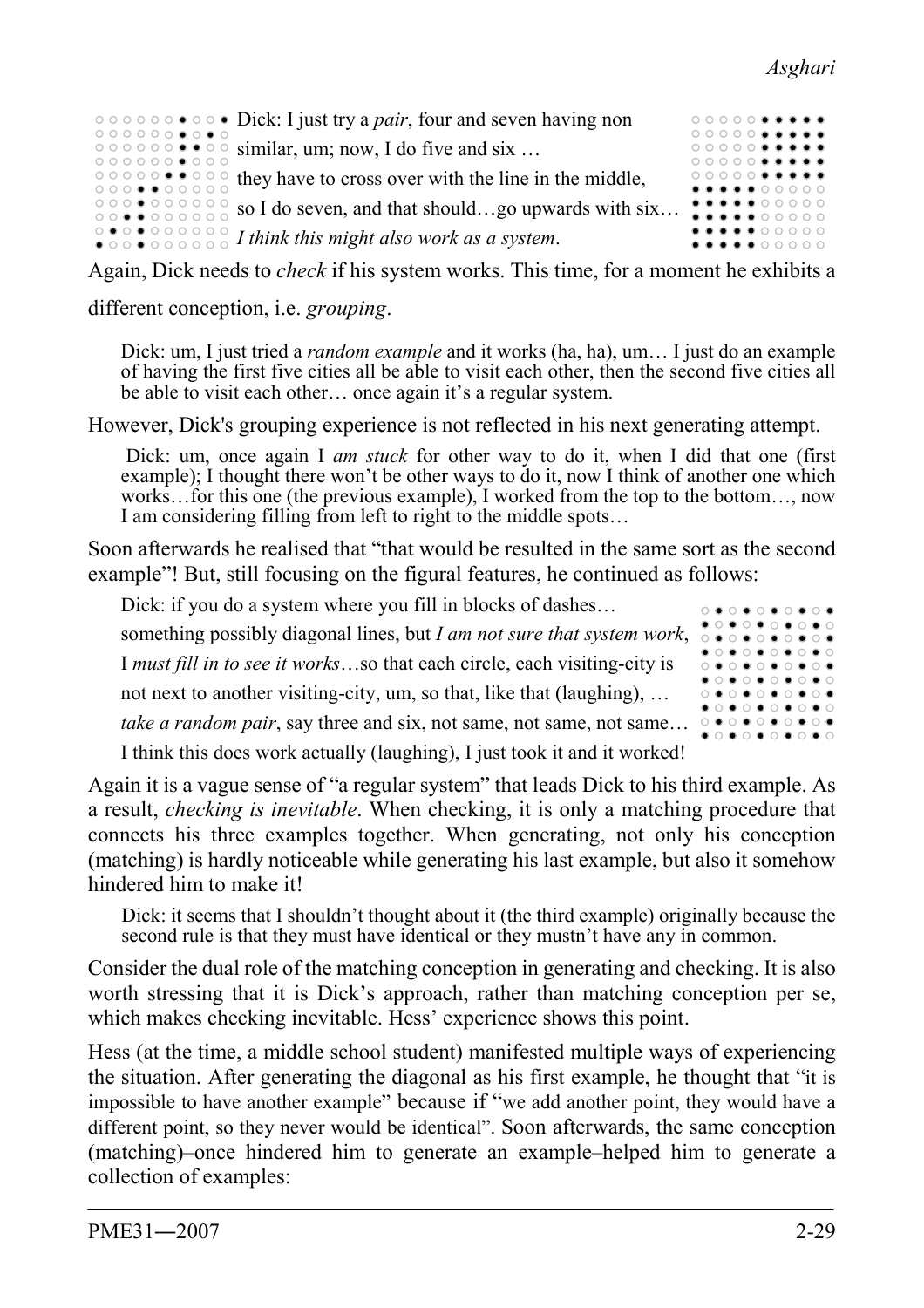Dick: I just try a *pair*, four and seven having non similar, um; now, I do five and six … they have to cross over with the line in the middle, so I do seven, and that should…go upwards with six… *I think this might also work as a system*.

Again, Dick needs to *check* if his system works. This time, for a moment he exhibits a different conception, i.e. *grouping*.

> Dick: um, I just tried a *random example* and it works (ha, ha), um… I just do an example of having the first five cities all be able to visit each other, then the second five cities all be able to visit each other… once again it's a regular system.

However, Dick's grouping experience is not reflected in his next generating attempt.

> Dick: um, once again I *am stuck* for other way to do it, when I did that one (first example); I thought there won't be other ways to do it, now I think of another one which works…for this one (the previous example), I worked from the top to the bottom…, now I am considering filling from left to right to the middle spots…

Soon afterwards he realised that "that would be resulted in the same sort as the second example"! But, still focusing on the figural features, he continued as follows:

> Dick: if you do a system where you fill in blocks of dashes… something possibly diagonal lines, but *I am not sure that system work*, I *must fill in to see it works*…so that each circle, each visiting-city is not next to another visiting-city, um, so that, like that (laughing), … *take a random pair*, say three and six, not same, not same, not same… I think this does work actually (laughing), I just took it and it worked!

Again it is a vague sense of "a regular system" that leads Dick to his third example. As a result, *checking is inevitable*. When checking, it is only a matching procedure that connects his three examples together. When generating, not only his conception (matching) is hardly noticeable while generating his last example, but also it somehow hindered him to make it!

> Dick: it seems that I shouldn't thought about it (the third example) originally because the second rule is that they must have identical or they mustn't have any in common.

Consider the dual role of the matching conception in generating and checking. It is also worth stressing that it is Dick's approach, rather than matching conception per se, which makes checking inevitable. Hess' experience shows this point.

Hess (at the time, a middle school student) manifested multiple ways of experiencing the situation. After generating the diagonal as his first example, he thought that "it is impossible to have another example" because if "we add another point, they would have a different point, so they never would be identical". Soon afterwards, the same conception (matching)–once hindered him to generate an example–helped him to generate a collection of examples: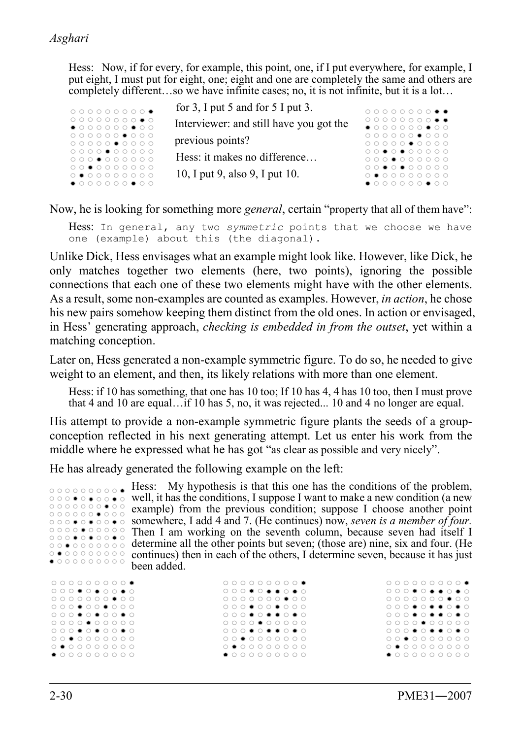Hess: Now, if for every, for example, this point, one, if I put everywhere, for example, I put eight, I must put for eight, one; eight and one are completely the same and others are completely different…so we have infinite cases; no, it is not infinite, but it is a lot…

for 3, I put 5 and for 5 I put 3.

Interviewer: and still have you got the previous points?

Hess: it makes no difference…

10, I put 9, also 9, I put 10.

Now, he is looking for something more *general*, certain "property that all of them have":

Hess: In general, any two *symmetric* points that we choose we have one (example) about this (the diagonal).

Unlike Dick, Hess envisages what an example might look like. However, like Dick, he only matches together two elements (here, two points), ignoring the possible connections that each one of these two elements might have with the other elements. As a result, some non-examples are counted as examples. However, *in action*, he chose his new pairs somehow keeping them distinct from the old ones. In action or envisaged, in Hess' generating approach, *checking is embedded in from the outset*, yet within a matching conception.

Later on, Hess generated a non-example symmetric figure. To do so, he needed to give weight to an element, and then, its likely relations with more than one element.

Hess: if 10 has something, that one has 10 too; If 10 has 4, 4 has 10 too, then I must prove that 4 and 10 are equal…if 10 has 5, no, it was rejected... 10 and 4 no longer are equal.

His attempt to provide a non-example symmetric figure plants the seeds of a group-conception reflected in his next generating attempt. Let us enter his work from the middle where he expressed what he has got "as clear as possible and very nicely".

He has already generated the following example on the left:

Hess: My hypothesis is that this one has the conditions of the problem, well, it has the conditions, I suppose I want to make a new condition (a new example) from the previous condition; suppose I choose another point somewhere, I add 4 and 7. (He continues) now, *seven is a member of four.* Then I am working on the seventh column, because seven had itself I determine all the other points but seven; (those are) nine, six and four. (He continues) then in each of the others, I determine seven, because it has just been added.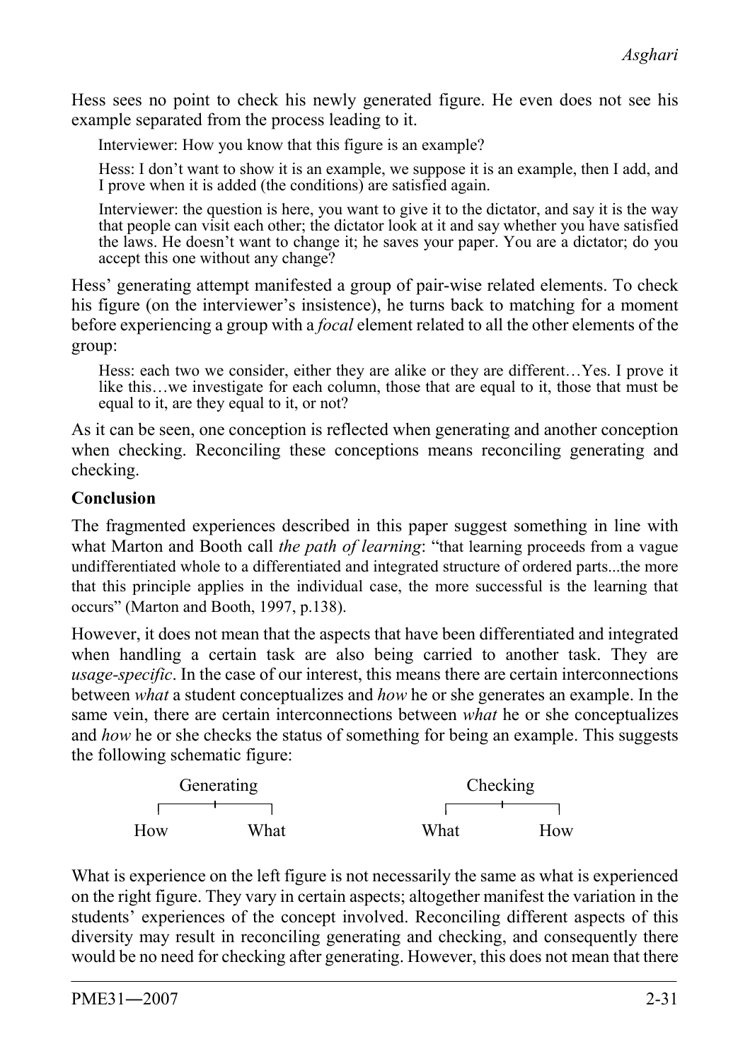Hess sees no point to check his newly generated figure. He even does not see his example separated from the process leading to it.

> Interviewer: How you know that this figure is an example?
>
> Hess: I don't want to show it is an example, we suppose it is an example, then I add, and I prove when it is added (the conditions) are satisfied again.
>
> Interviewer: the question is here, you want to give it to the dictator, and say it is the way that people can visit each other; the dictator look at it and say whether you have satisfied the laws. He doesn't want to change it; he saves your paper. You are a dictator; do you accept this one without any change?

Hess' generating attempt manifested a group of pair-wise related elements. To check his figure (on the interviewer's insistence), he turns back to matching for a moment before experiencing a group with a *focal* element related to all the other elements of the group:

> Hess: each two we consider, either they are alike or they are different…Yes. I prove it like this…we investigate for each column, those that are equal to it, those that must be equal to it, are they equal to it, or not?

As it can be seen, one conception is reflected when generating and another conception when checking. Reconciling these conceptions means reconciling generating and checking.

**Conclusion**

The fragmented experiences described in this paper suggest something in line with what Marton and Booth call *the path of learning*: "that learning proceeds from a vague undifferentiated whole to a differentiated and integrated structure of ordered parts...the more that this principle applies in the individual case, the more successful is the learning that occurs" (Marton and Booth, 1997, p.138).

However, it does not mean that the aspects that have been differentiated and integrated when handling a certain task are also being carried to another task. They are *usage-specific*. In the case of our interest, this means there are certain interconnections between *what* a student conceptualizes and *how* he or she generates an example. In the same vein, there are certain interconnections between *what* he or she conceptualizes and *how* he or she checks the status of something for being an example. This suggests the following schematic figure:

Generating

How What

Checking

What How

What is experience on the left figure is not necessarily the same as what is experienced on the right figure. They vary in certain aspects; altogether manifest the variation in the students' experiences of the concept involved. Reconciling different aspects of this diversity may result in reconciling generating and checking, and consequently there would be no need for checking after generating. However, this does not mean that there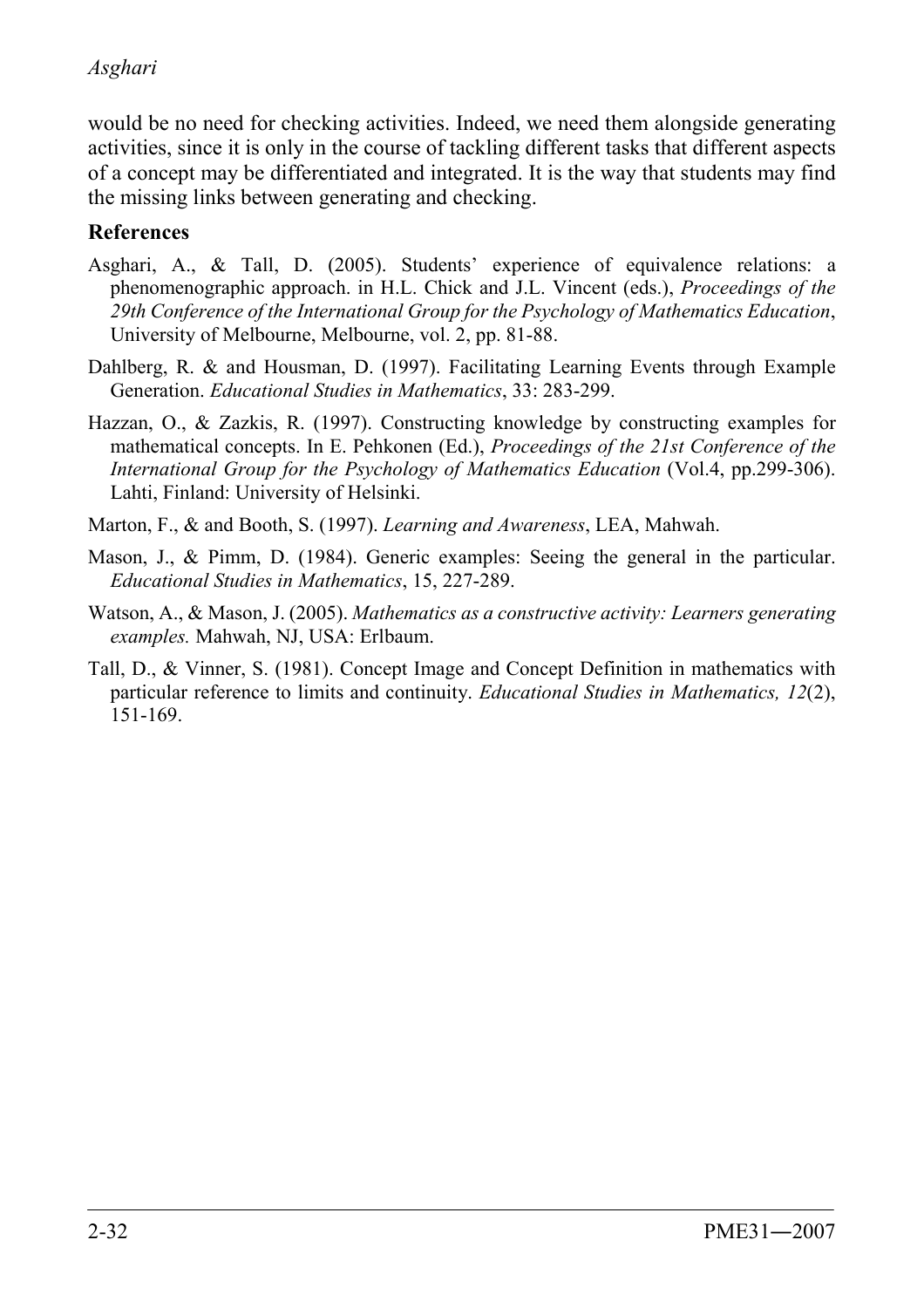would be no need for checking activities. Indeed, we need them alongside generating activities, since it is only in the course of tackling different tasks that different aspects of a concept may be differentiated and integrated. It is the way that students may find the missing links between generating and checking.

## References

Asghari, A., & Tall, D. (2005). Students' experience of equivalence relations: a phenomenographic approach. in H.L. Chick and J.L. Vincent (eds.), *Proceedings of the 29th Conference of the International Group for the Psychology of Mathematics Education*, University of Melbourne, Melbourne, vol. 2, pp. 81-88.

Dahlberg, R. & and Housman, D. (1997). Facilitating Learning Events through Example Generation. *Educational Studies in Mathematics*, 33: 283-299.

Hazzan, O., & Zazkis, R. (1997). Constructing knowledge by constructing examples for mathematical concepts. In E. Pehkonen (Ed.), *Proceedings of the 21st Conference of the International Group for the Psychology of Mathematics Education* (Vol.4, pp.299-306). Lahti, Finland: University of Helsinki.

Marton, F., & and Booth, S. (1997). *Learning and Awareness*, LEA, Mahwah.

Mason, J., & Pimm, D. (1984). Generic examples: Seeing the general in the particular. *Educational Studies in Mathematics*, 15, 227-289.

Watson, A., & Mason, J. (2005). *Mathematics as a constructive activity: Learners generating examples.* Mahwah, NJ, USA: Erlbaum.

Tall, D., & Vinner, S. (1981). Concept Image and Concept Definition in mathematics with particular reference to limits and continuity. *Educational Studies in Mathematics, 12*(2), 151-169.